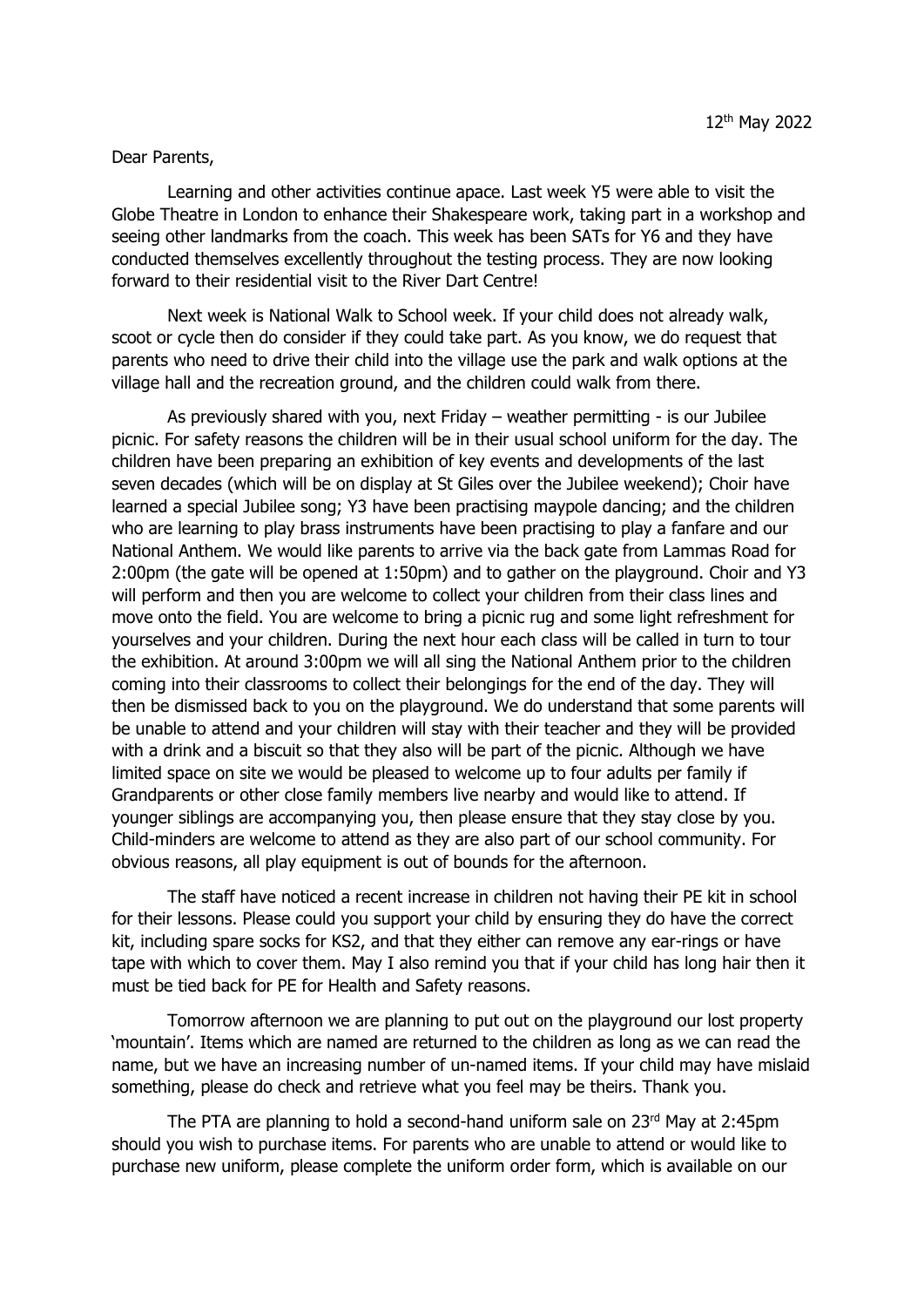12th May 2022

Dear Parents,

Learning and other activities continue apace. Last week Y5 were able to visit the Globe Theatre in London to enhance their Shakespeare work, taking part in a workshop and seeing other landmarks from the coach. This week has been SATs for Y6 and they have conducted themselves excellently throughout the testing process. They are now looking forward to their residential visit to the River Dart Centre!

Next week is National Walk to School week. If your child does not already walk, scoot or cycle then do consider if they could take part. As you know, we do request that parents who need to drive their child into the village use the park and walk options at the village hall and the recreation ground, and the children could walk from there.

As previously shared with you, next Friday – weather permitting - is our Jubilee picnic. For safety reasons the children will be in their usual school uniform for the day. The children have been preparing an exhibition of key events and developments of the last seven decades (which will be on display at St Giles over the Jubilee weekend); Choir have learned a special Jubilee song; Y3 have been practising maypole dancing; and the children who are learning to play brass instruments have been practising to play a fanfare and our National Anthem. We would like parents to arrive via the back gate from Lammas Road for 2:00pm (the gate will be opened at 1:50pm) and to gather on the playground. Choir and Y3 will perform and then you are welcome to collect your children from their class lines and move onto the field. You are welcome to bring a picnic rug and some light refreshment for yourselves and your children. During the next hour each class will be called in turn to tour the exhibition. At around 3:00pm we will all sing the National Anthem prior to the children coming into their classrooms to collect their belongings for the end of the day. They will then be dismissed back to you on the playground. We do understand that some parents will be unable to attend and your children will stay with their teacher and they will be provided with a drink and a biscuit so that they also will be part of the picnic. Although we have limited space on site we would be pleased to welcome up to four adults per family if Grandparents or other close family members live nearby and would like to attend. If younger siblings are accompanying you, then please ensure that they stay close by you. Child-minders are welcome to attend as they are also part of our school community. For obvious reasons, all play equipment is out of bounds for the afternoon.

The staff have noticed a recent increase in children not having their PE kit in school for their lessons. Please could you support your child by ensuring they do have the correct kit, including spare socks for KS2, and that they either can remove any ear-rings or have tape with which to cover them. May I also remind you that if your child has long hair then it must be tied back for PE for Health and Safety reasons.

Tomorrow afternoon we are planning to put out on the playground our lost property 'mountain'. Items which are named are returned to the children as long as we can read the name, but we have an increasing number of un-named items. If your child may have mislaid something, please do check and retrieve what you feel may be theirs. Thank you.

The PTA are planning to hold a second-hand uniform sale on 23rd May at 2:45pm should you wish to purchase items. For parents who are unable to attend or would like to purchase new uniform, please complete the uniform order form, which is available on our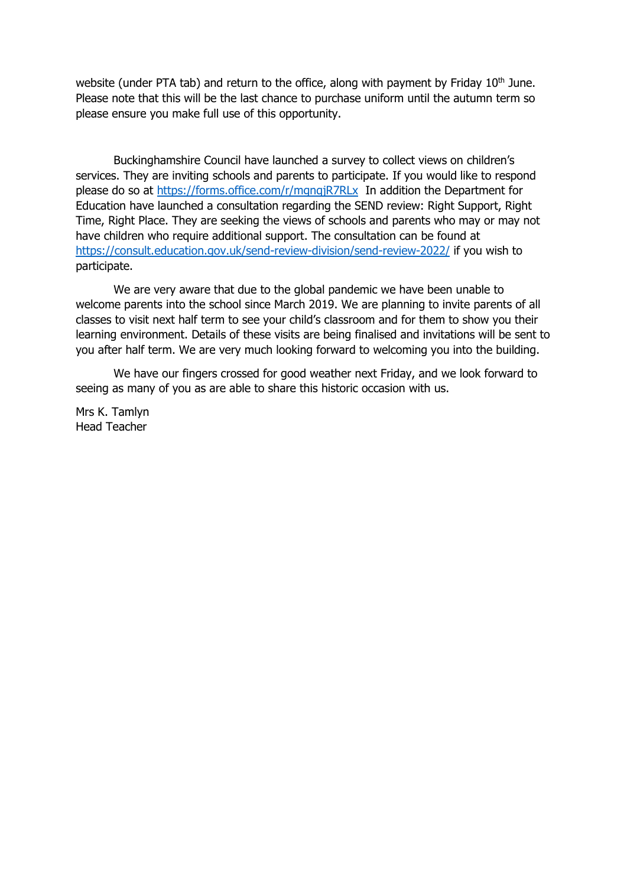website (under PTA tab) and return to the office, along with payment by Friday 10th June. Please note that this will be the last chance to purchase uniform until the autumn term so please ensure you make full use of this opportunity.

Buckinghamshire Council have launched a survey to collect views on children's services. They are inviting schools and parents to participate. If you would like to respond please do so at https://forms.office.com/r/mgnqjR7RLx In addition the Department for Education have launched a consultation regarding the SEND review: Right Support, Right Time, Right Place. They are seeking the views of schools and parents who may or may not have children who require additional support. The consultation can be found at https://consult.education.gov.uk/send-review-division/send-review-2022/ if you wish to participate.

We are very aware that due to the global pandemic we have been unable to welcome parents into the school since March 2019. We are planning to invite parents of all classes to visit next half term to see your child's classroom and for them to show you their learning environment. Details of these visits are being finalised and invitations will be sent to you after half term. We are very much looking forward to welcoming you into the building.

We have our fingers crossed for good weather next Friday, and we look forward to seeing as many of you as are able to share this historic occasion with us.

Mrs K. Tamlyn
Head Teacher